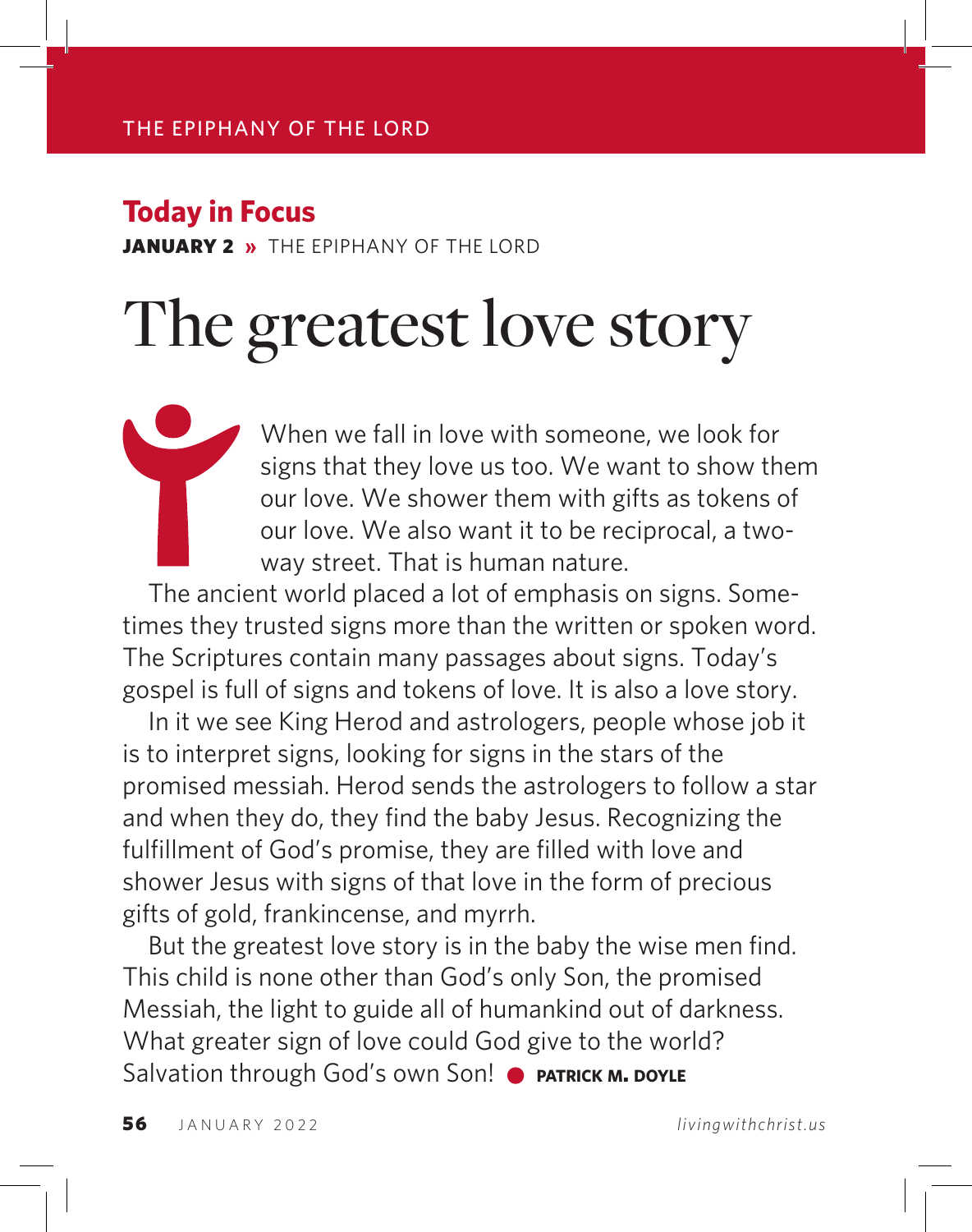THE EPIPHANY OF THE LORD

## Today in Focus

**JANUARY 2 »** THE EPIPHANY OF THE LORD

# The greatest love story

When we fall in love with someone, we look for signs that they love us too. We want to show them our love. We shower them with gifts as tokens of our love. We also want it to be reciprocal, a two-way street. That is human nature.

The ancient world placed a lot of emphasis on signs. Sometimes they trusted signs more than the written or spoken word. The Scriptures contain many passages about signs. Today's gospel is full of signs and tokens of love. It is also a love story.

In it we see King Herod and astrologers, people whose job it is to interpret signs, looking for signs in the stars of the promised messiah. Herod sends the astrologers to follow a star and when they do, they find the baby Jesus. Recognizing the fulfillment of God's promise, they are filled with love and shower Jesus with signs of that love in the form of precious gifts of gold, frankincense, and myrrh.

But the greatest love story is in the baby the wise men find. This child is none other than God's only Son, the promised Messiah, the light to guide all of humankind out of darkness. What greater sign of love could God give to the world? Salvation through God's own Son! ● **PATRICK M. DOYLE**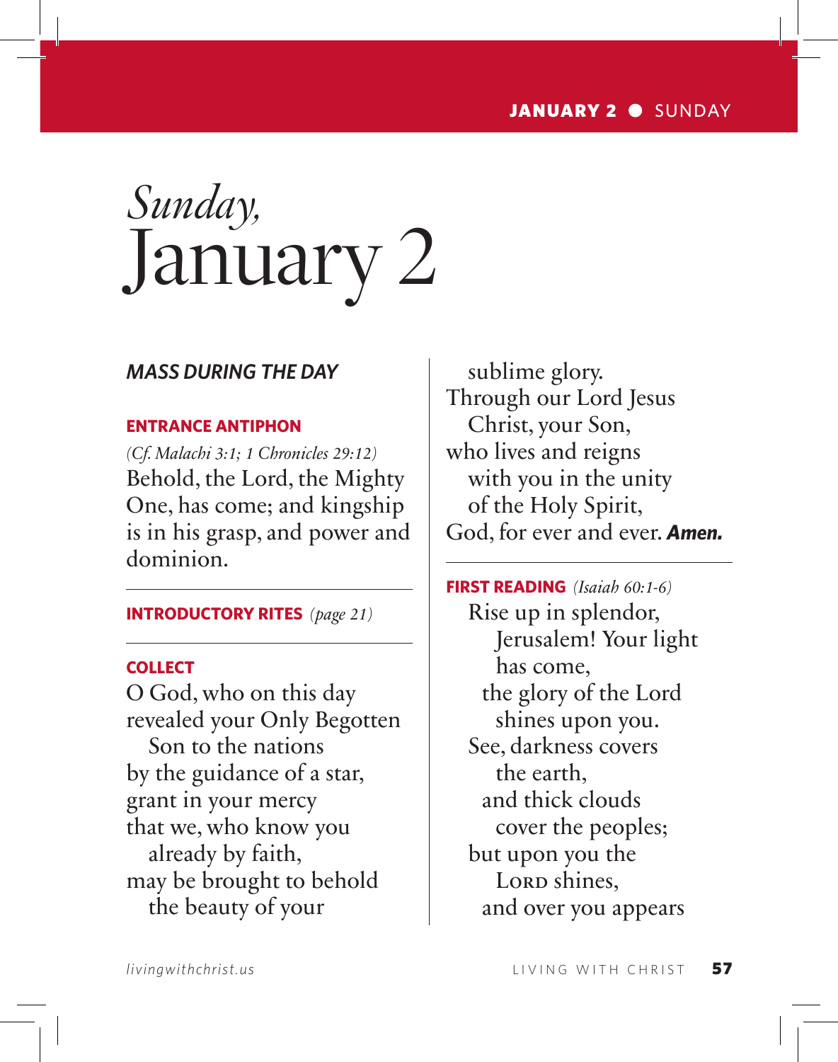# *Sunday,* January 2

***MASS DURING THE DAY***

**ENTRANCE ANTIPHON**

*(Cf. Malachi 3:1; 1 Chronicles 29:12)*
Behold, the Lord, the Mighty One, has come; and kingship is in his grasp, and power and dominion.

---

**INTRODUCTORY RITES** *(page 21)*

---

**COLLECT**

O God, who on this day
revealed your Only Begotten
   Son to the nations
by the guidance of a star,
grant in your mercy
that we, who know you
   already by faith,
may be brought to behold
   the beauty of your
   sublime glory.
Through our Lord Jesus
   Christ, your Son,
who lives and reigns
   with you in the unity
   of the Holy Spirit,
God, for ever and ever. ***Amen.***

---

**FIRST READING** *(Isaiah 60:1-6)*

Rise up in splendor,
   Jerusalem! Your light
   has come,
 the glory of the Lord
   shines upon you.
See, darkness covers
   the earth,
 and thick clouds
   cover the peoples;
but upon you the
   Lord shines,
 and over you appears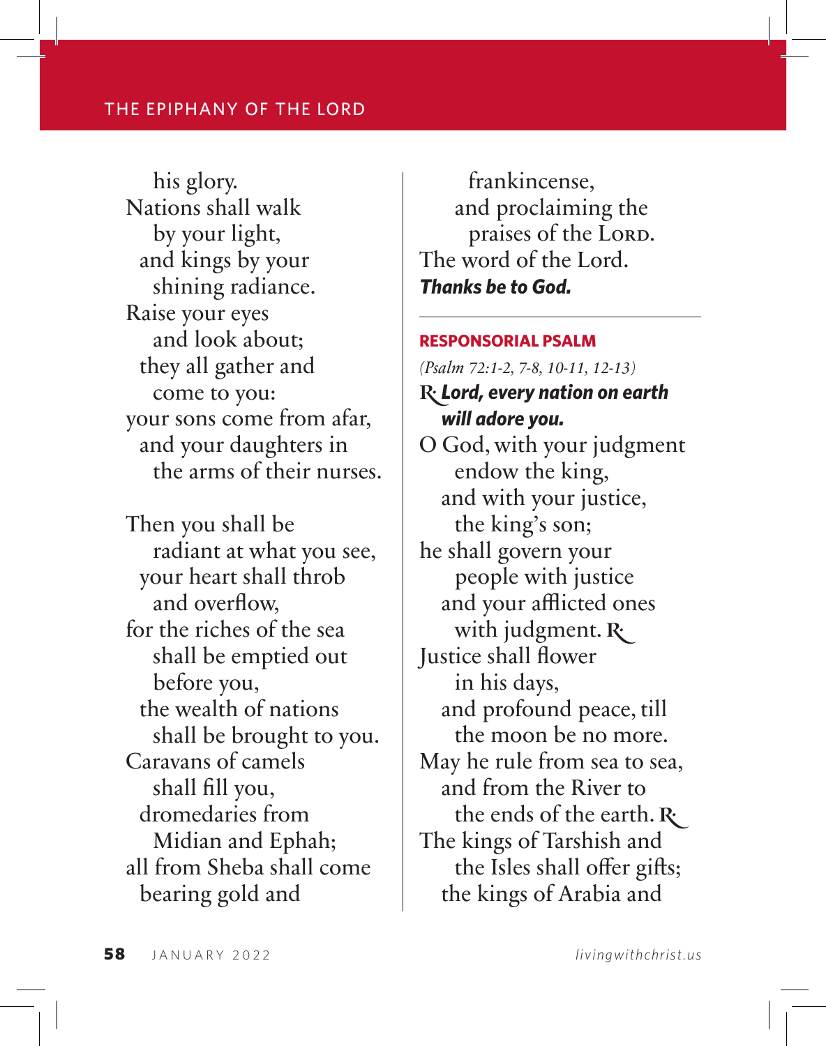his glory.
Nations shall walk
by your light,
and kings by your
shining radiance.
Raise your eyes
and look about;
they all gather and
come to you:
your sons come from afar,
and your daughters in
the arms of their nurses.

Then you shall be
radiant at what you see,
your heart shall throb
and overflow,
for the riches of the sea
shall be emptied out
before you,
the wealth of nations
shall be brought to you.
Caravans of camels
shall fill you,
dromedaries from
Midian and Ephah;
all from Sheba shall come
bearing gold and
frankincense,
and proclaiming the
praises of the LORD.
The word of the Lord.
***Thanks be to God.***

---

**RESPONSORIAL PSALM**

*(Psalm 72:1-2, 7-8, 10-11, 12-13)*

℟ ***Lord, every nation on earth will adore you.***

O God, with your judgment
endow the king,
and with your justice,
the king's son;
he shall govern your
people with justice
and your afflicted ones
with judgment. ℟
Justice shall flower
in his days,
and profound peace, till
the moon be no more.
May he rule from sea to sea,
and from the River to
the ends of the earth. ℟
The kings of Tarshish and
the Isles shall offer gifts;
the kings of Arabia and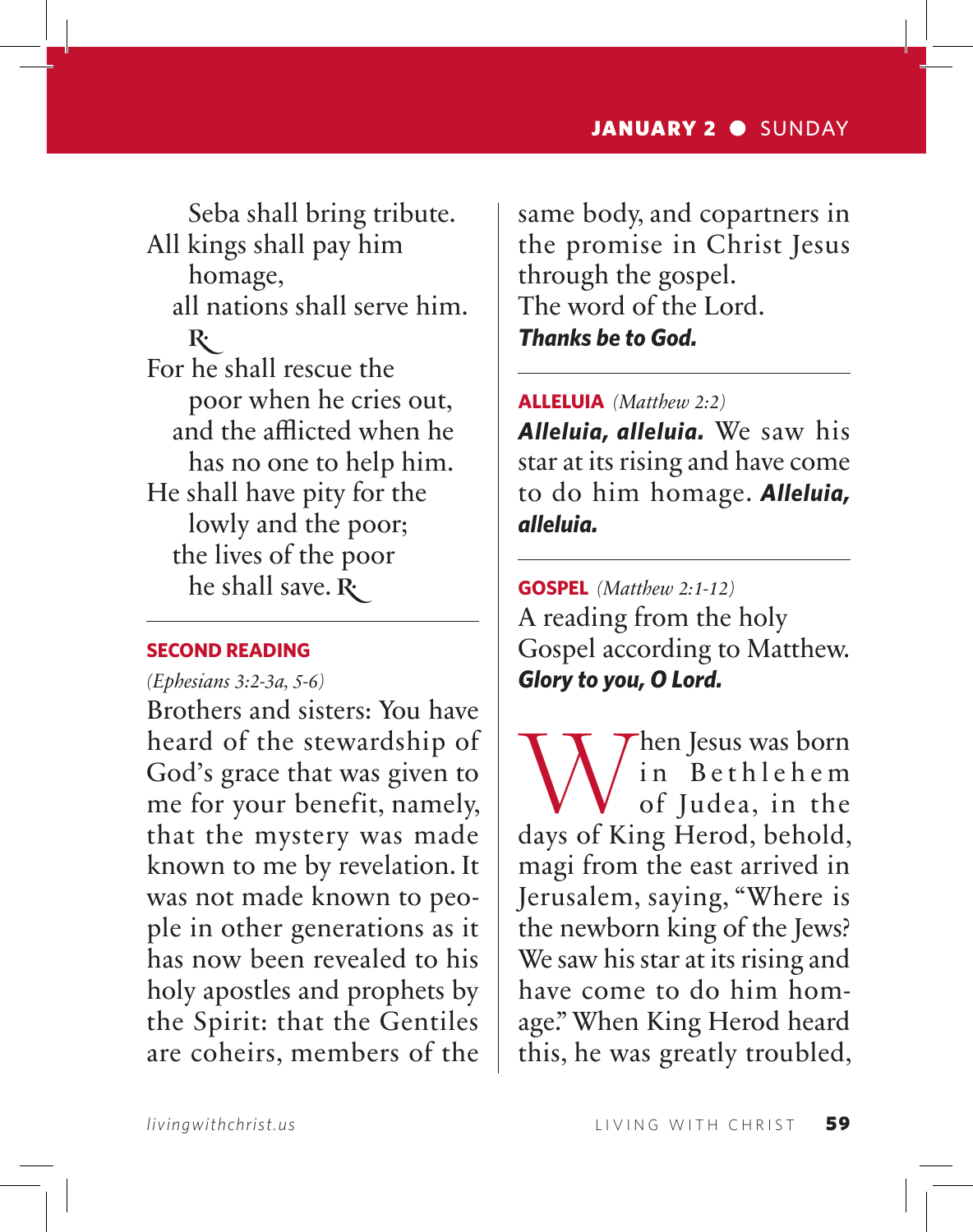Seba shall bring tribute.
All kings shall pay him homage,
all nations shall serve him. ℟.
For he shall rescue the poor when he cries out,
and the afflicted when he has no one to help him.
He shall have pity for the lowly and the poor;
the lives of the poor he shall save. ℟.

---

**SECOND READING**

*(Ephesians 3:2-3a, 5-6)*

Brothers and sisters: You have heard of the stewardship of God's grace that was given to me for your benefit, namely, that the mystery was made known to me by revelation. It was not made known to people in other generations as it has now been revealed to his holy apostles and prophets by the Spirit: that the Gentiles are coheirs, members of the same body, and copartners in the promise in Christ Jesus through the gospel.
The word of the Lord.
***Thanks be to God.***

---

**ALLELUIA** *(Matthew 2:2)*

***Alleluia, alleluia.*** We saw his star at its rising and have come to do him homage. ***Alleluia, alleluia.***

---

**GOSPEL** *(Matthew 2:1-12)*

A reading from the holy Gospel according to Matthew.
***Glory to you, O Lord.***

When Jesus was born in Bethlehem of Judea, in the days of King Herod, behold, magi from the east arrived in Jerusalem, saying, "Where is the newborn king of the Jews? We saw his star at its rising and have come to do him homage." When King Herod heard this, he was greatly troubled,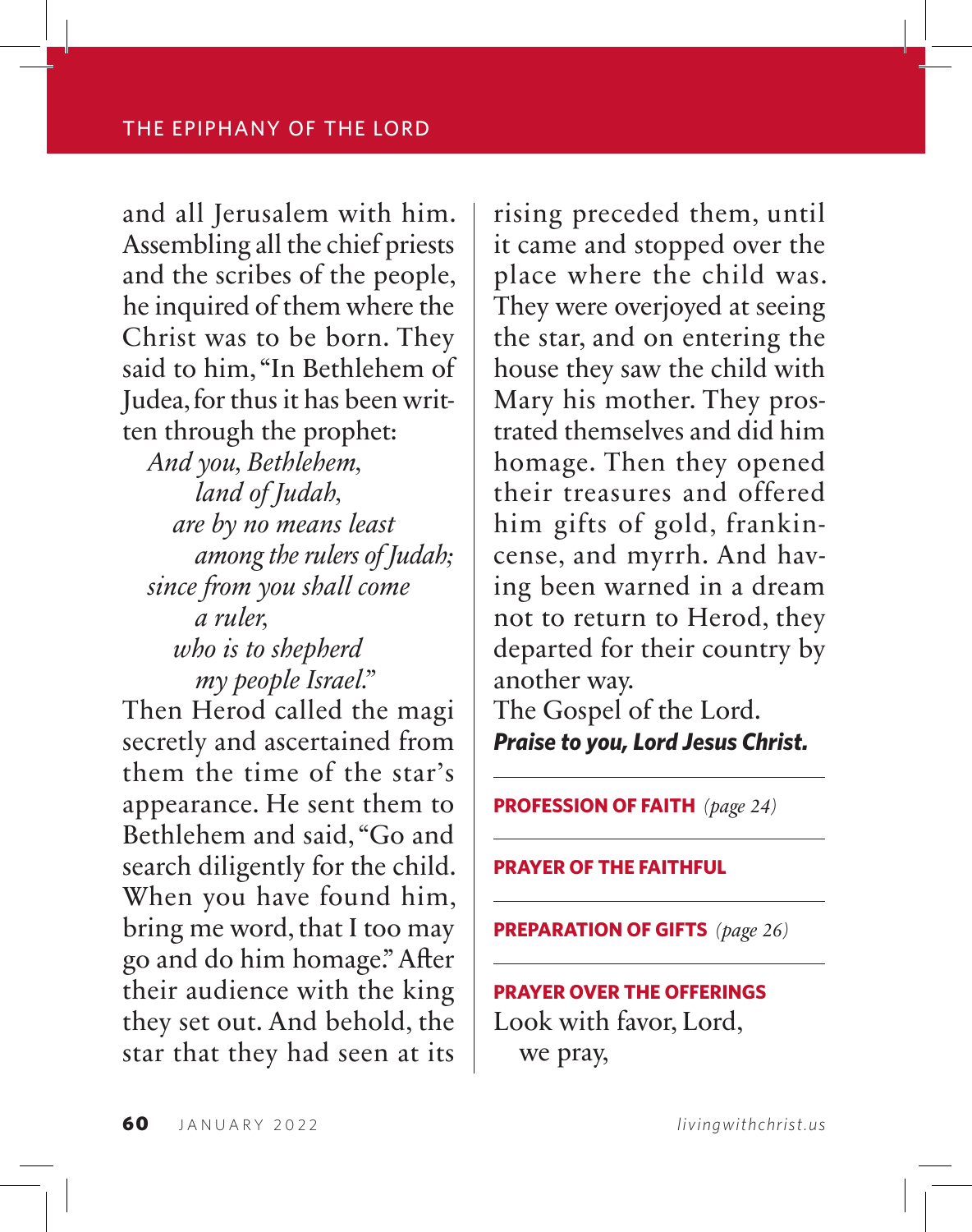and all Jerusalem with him. Assembling all the chief priests and the scribes of the people, he inquired of them where the Christ was to be born. They said to him, "In Bethlehem of Judea, for thus it has been written through the prophet:

*And you, Bethlehem,*
*land of Judah,*
*are by no means least*
*among the rulers of Judah;*
*since from you shall come*
*a ruler,*
*who is to shepherd*
*my people Israel."*

Then Herod called the magi secretly and ascertained from them the time of the star's appearance. He sent them to Bethlehem and said, "Go and search diligently for the child. When you have found him, bring me word, that I too may go and do him homage." After their audience with the king they set out. And behold, the star that they had seen at its rising preceded them, until it came and stopped over the place where the child was. They were overjoyed at seeing the star, and on entering the house they saw the child with Mary his mother. They prostrated themselves and did him homage. Then they opened their treasures and offered him gifts of gold, frankincense, and myrrh. And having been warned in a dream not to return to Herod, they departed for their country by another way.

The Gospel of the Lord.
***Praise to you, Lord Jesus Christ.***

---

**PROFESSION OF FAITH** *(page 24)*

---

**PRAYER OF THE FAITHFUL**

---

**PREPARATION OF GIFTS** *(page 26)*

---

**PRAYER OVER THE OFFERINGS**

Look with favor, Lord,
we pray,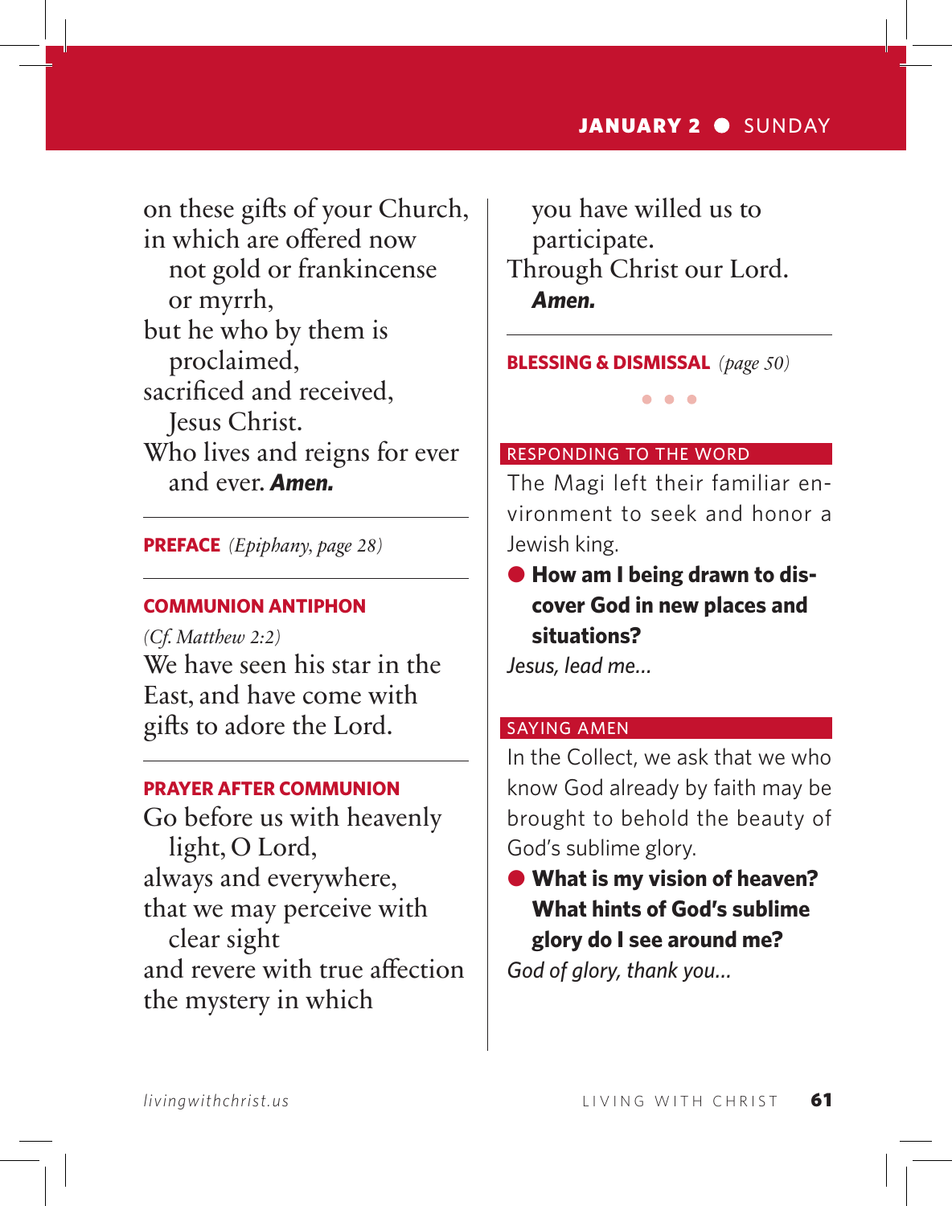on these gifts of your Church,
in which are offered now
not gold or frankincense or myrrh,
but he who by them is proclaimed,
sacrificed and received,
Jesus Christ.
Who lives and reigns for ever and ever. ***Amen.***

---

**PREFACE** *(Epiphany, page 28)*

---

### COMMUNION ANTIPHON

*(Cf. Matthew 2:2)*
We have seen his star in the East, and have come with gifts to adore the Lord.

---

### PRAYER AFTER COMMUNION

Go before us with heavenly light, O Lord,
always and everywhere,
that we may perceive with clear sight
and revere with true affection
the mystery in which
you have willed us to participate.
Through Christ our Lord.
***Amen.***

---

**BLESSING & DISMISSAL** *(page 50)*

• • •

## RESPONDING TO THE WORD

The Magi left their familiar environment to seek and honor a Jewish king.

- **How am I being drawn to discover God in new places and situations?**

*Jesus, lead me...*

## SAYING AMEN

In the Collect, we ask that we who know God already by faith may be brought to behold the beauty of God's sublime glory.

- **What is my vision of heaven? What hints of God's sublime glory do I see around me?**

*God of glory, thank you...*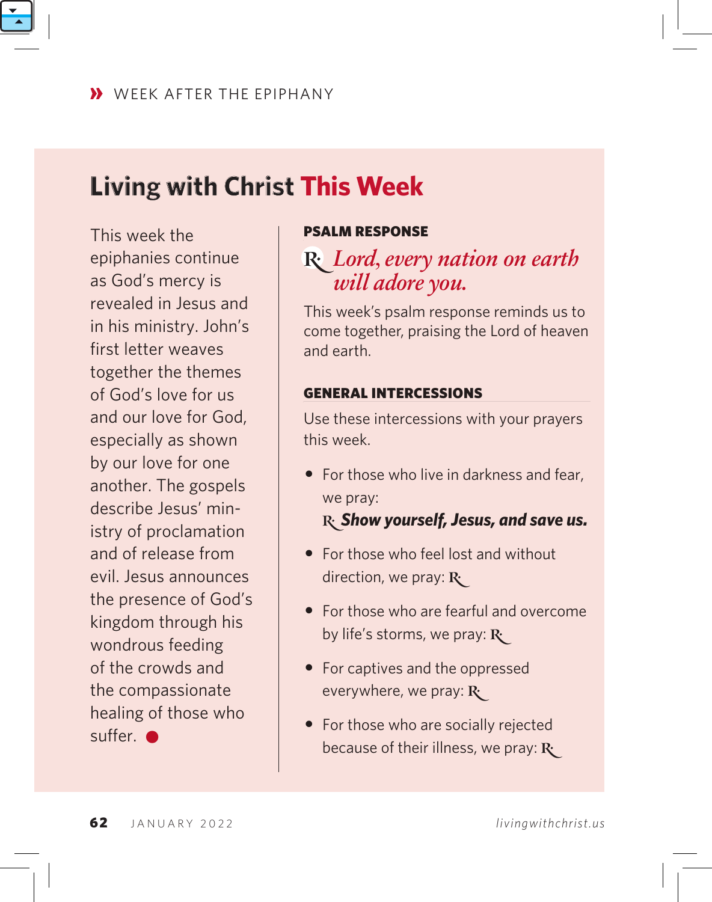# Living with Christ This Week

This week the epiphanies continue as God's mercy is revealed in Jesus and in his ministry. John's first letter weaves together the themes of God's love for us and our love for God, especially as shown by our love for one another. The gospels describe Jesus' ministry of proclamation and of release from evil. Jesus announces the presence of God's kingdom through his wondrous feeding of the crowds and the compassionate healing of those who suffer.

**PSALM RESPONSE**

℟ *Lord, every nation on earth will adore you.*

This week's psalm response reminds us to come together, praising the Lord of heaven and earth.

**GENERAL INTERCESSIONS**

Use these intercessions with your prayers this week.

- For those who live in darkness and fear, we pray:
  ℟ ***Show yourself, Jesus, and save us.***
- For those who feel lost and without direction, we pray: ℟
- For those who are fearful and overcome by life's storms, we pray: ℟
- For captives and the oppressed everywhere, we pray: ℟
- For those who are socially rejected because of their illness, we pray: ℟